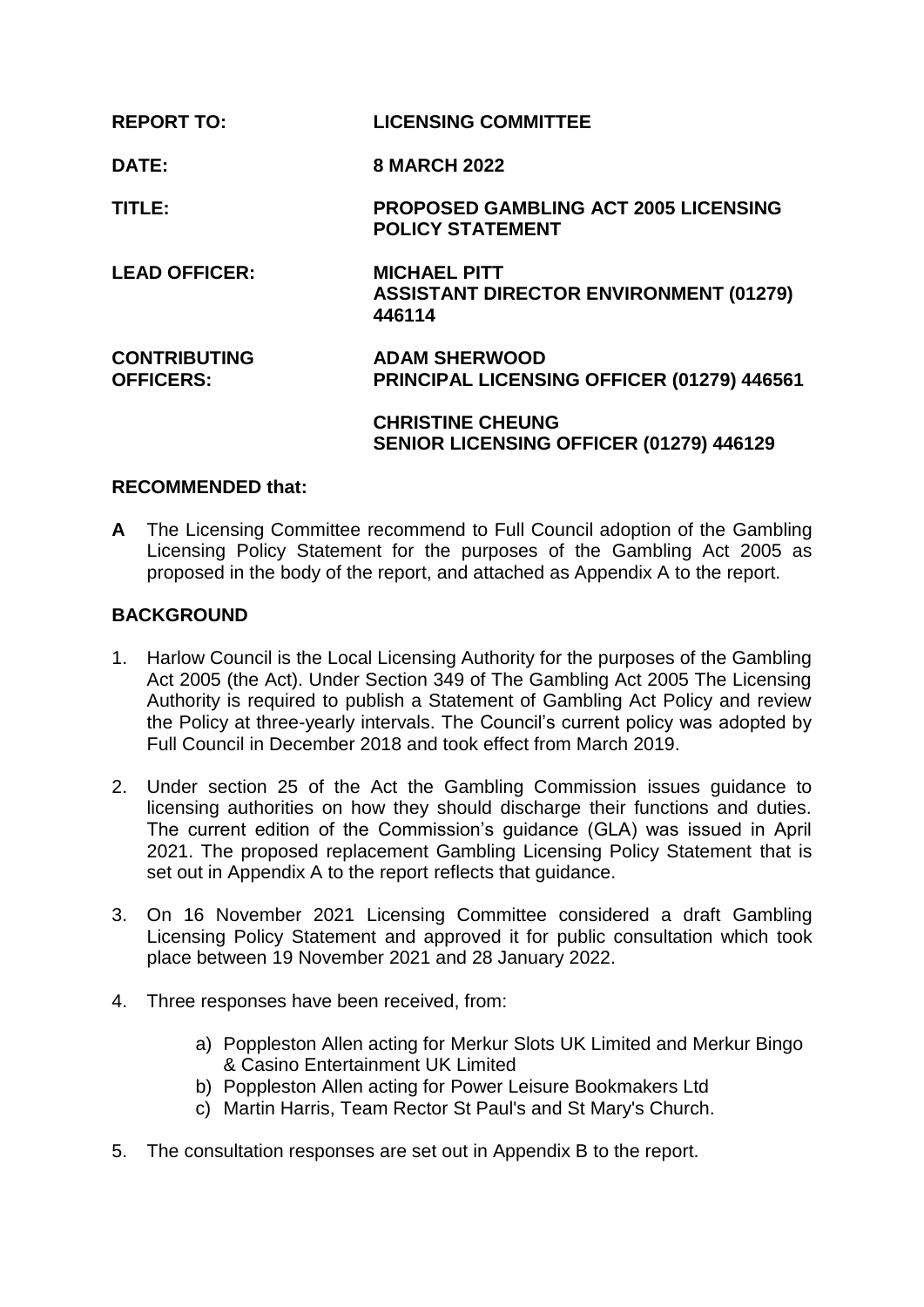**REPORT TO:** **LICENSING COMMITTEE**

**DATE:** **8 MARCH 2022**

**TITLE:** **PROPOSED GAMBLING ACT 2005 LICENSING POLICY STATEMENT**

**LEAD OFFICER:** **MICHAEL PITT**
**ASSISTANT DIRECTOR ENVIRONMENT (01279) 446114**

**CONTRIBUTING OFFICERS:** **ADAM SHERWOOD**
**PRINCIPAL LICENSING OFFICER (01279) 446561**

**CHRISTINE CHEUNG**
**SENIOR LICENSING OFFICER (01279) 446129**

## RECOMMENDED that:

**A** The Licensing Committee recommend to Full Council adoption of the Gambling Licensing Policy Statement for the purposes of the Gambling Act 2005 as proposed in the body of the report, and attached as Appendix A to the report.

## BACKGROUND

1. Harlow Council is the Local Licensing Authority for the purposes of the Gambling Act 2005 (the Act). Under Section 349 of The Gambling Act 2005 The Licensing Authority is required to publish a Statement of Gambling Act Policy and review the Policy at three-yearly intervals. The Council's current policy was adopted by Full Council in December 2018 and took effect from March 2019.

2. Under section 25 of the Act the Gambling Commission issues guidance to licensing authorities on how they should discharge their functions and duties. The current edition of the Commission's guidance (GLA) was issued in April 2021. The proposed replacement Gambling Licensing Policy Statement that is set out in Appendix A to the report reflects that guidance.

3. On 16 November 2021 Licensing Committee considered a draft Gambling Licensing Policy Statement and approved it for public consultation which took place between 19 November 2021 and 28 January 2022.

4. Three responses have been received, from:

   a) Poppleston Allen acting for Merkur Slots UK Limited and Merkur Bingo & Casino Entertainment UK Limited
   b) Poppleston Allen acting for Power Leisure Bookmakers Ltd
   c) Martin Harris, Team Rector St Paul's and St Mary's Church.

5. The consultation responses are set out in Appendix B to the report.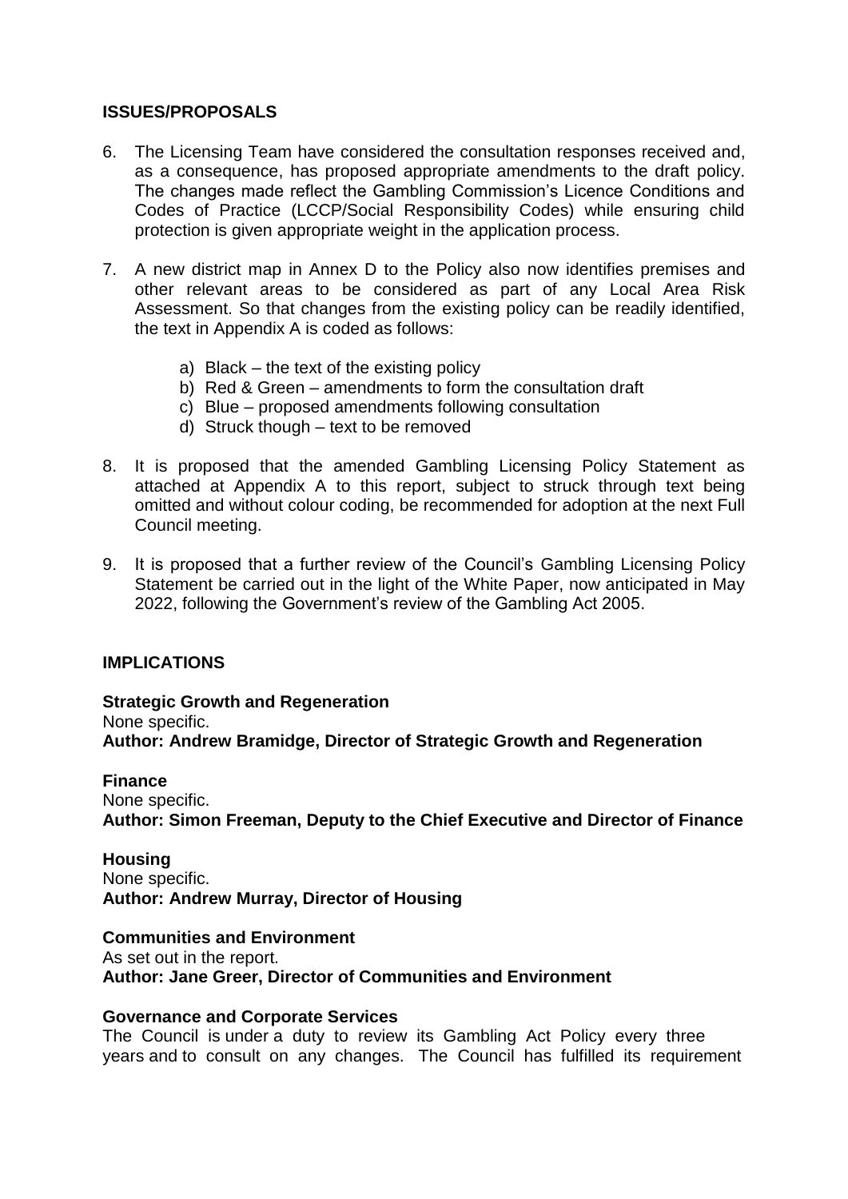**ISSUES/PROPOSALS**

6. The Licensing Team have considered the consultation responses received and, as a consequence, has proposed appropriate amendments to the draft policy. The changes made reflect the Gambling Commission's Licence Conditions and Codes of Practice (LCCP/Social Responsibility Codes) while ensuring child protection is given appropriate weight in the application process.

7. A new district map in Annex D to the Policy also now identifies premises and other relevant areas to be considered as part of any Local Area Risk Assessment. So that changes from the existing policy can be readily identified, the text in Appendix A is coded as follows:

   a) Black – the text of the existing policy
   b) Red & Green – amendments to form the consultation draft
   c) Blue – proposed amendments following consultation
   d) Struck though – text to be removed

8. It is proposed that the amended Gambling Licensing Policy Statement as attached at Appendix A to this report, subject to struck through text being omitted and without colour coding, be recommended for adoption at the next Full Council meeting.

9. It is proposed that a further review of the Council's Gambling Licensing Policy Statement be carried out in the light of the White Paper, now anticipated in May 2022, following the Government's review of the Gambling Act 2005.

**IMPLICATIONS**

**Strategic Growth and Regeneration**
None specific.
**Author: Andrew Bramidge, Director of Strategic Growth and Regeneration**

**Finance**
None specific.
**Author: Simon Freeman, Deputy to the Chief Executive and Director of Finance**

**Housing**
None specific.
**Author: Andrew Murray, Director of Housing**

**Communities and Environment**
As set out in the report.
**Author: Jane Greer, Director of Communities and Environment**

**Governance and Corporate Services**
The Council is under a duty to review its Gambling Act Policy every three years and to consult on any changes. The Council has fulfilled its requirement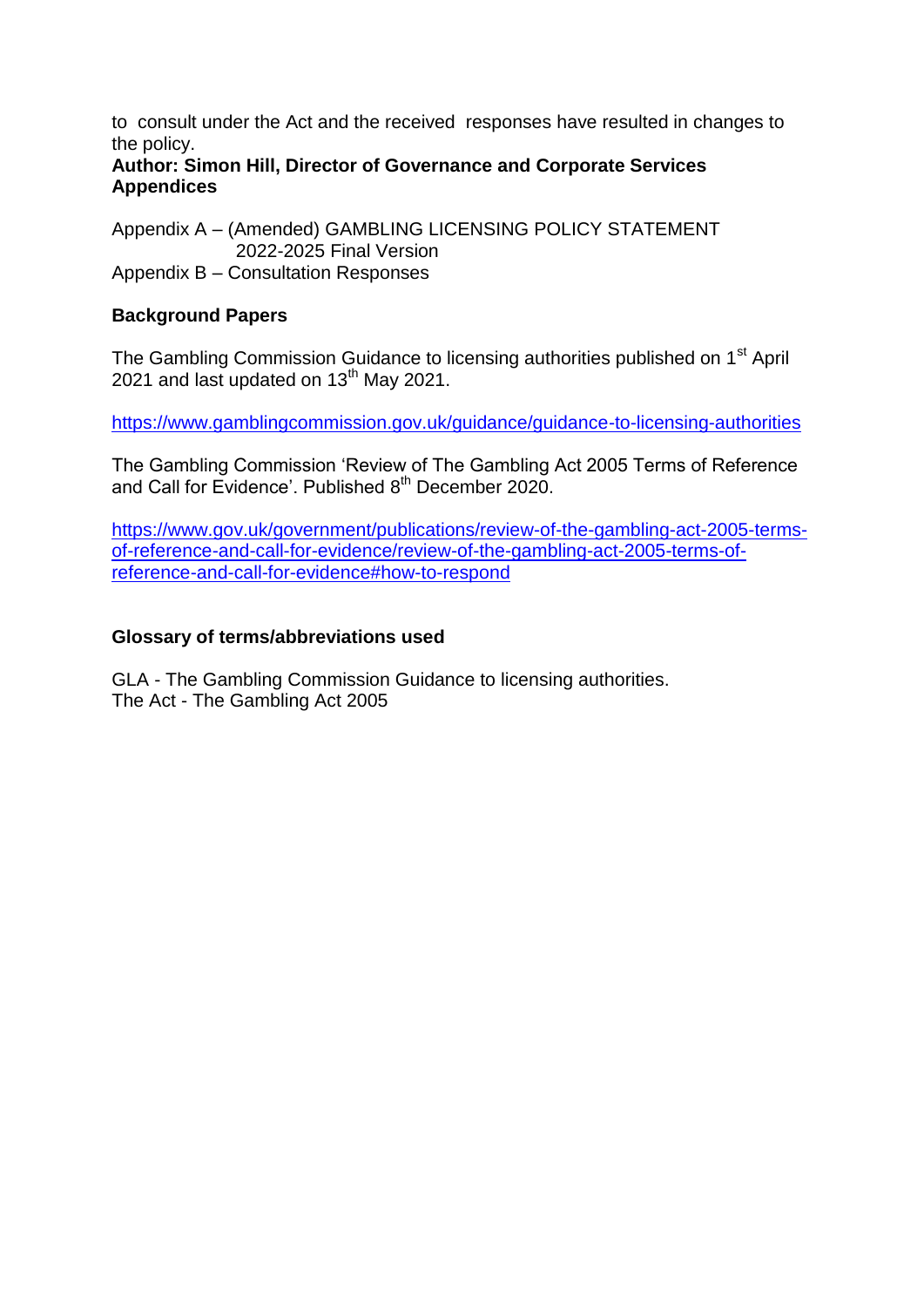to consult under the Act and the received responses have resulted in changes to the policy.

**Author: Simon Hill, Director of Governance and Corporate Services**

**Appendices**

Appendix A – (Amended) GAMBLING LICENSING POLICY STATEMENT 2022-2025 Final Version

Appendix B – Consultation Responses

**Background Papers**

The Gambling Commission Guidance to licensing authorities published on 1st April 2021 and last updated on 13th May 2021.

https://www.gamblingcommission.gov.uk/guidance/guidance-to-licensing-authorities

The Gambling Commission 'Review of The Gambling Act 2005 Terms of Reference and Call for Evidence'. Published 8th December 2020.

https://www.gov.uk/government/publications/review-of-the-gambling-act-2005-terms-of-reference-and-call-for-evidence/review-of-the-gambling-act-2005-terms-of-reference-and-call-for-evidence#how-to-respond

**Glossary of terms/abbreviations used**

GLA - The Gambling Commission Guidance to licensing authorities.

The Act - The Gambling Act 2005